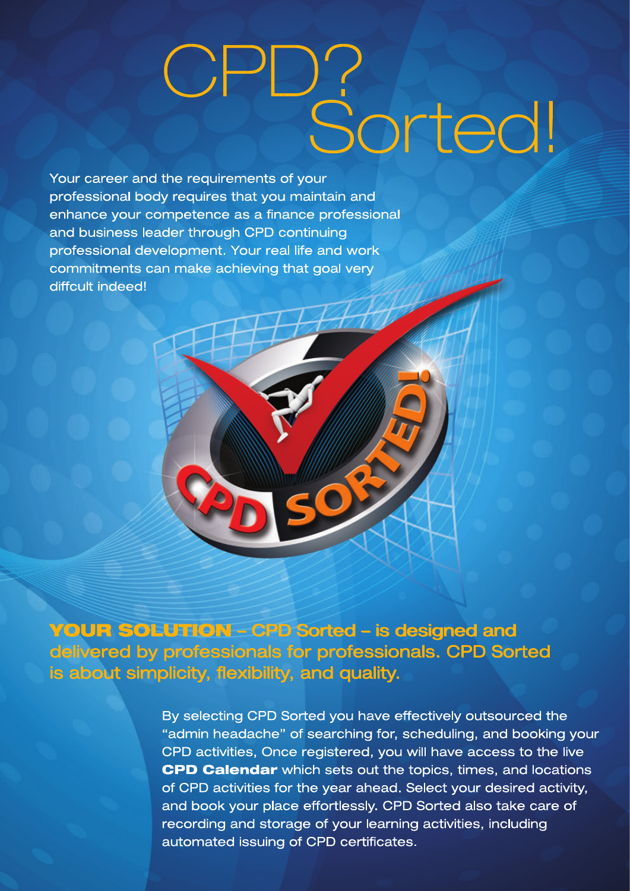# CPD? Sorted!

Your career and the requirements of your professional body requires that you maintain and enhance your competence as a finance professional and business leader through CPD continuing professional development. Your real life and work commitments can make achieving that goal very diffcult indeed!

**YOUR SOLUTION – CPD Sorted – is designed and delivered by professionals for professionals. CPD Sorted is about simplicity, flexibility, and quality.**

By selecting CPD Sorted you have effectively outsourced the "admin headache" of searching for, scheduling, and booking your CPD activities, Once registered, you will have access to the live **CPD Calendar** which sets out the topics, times, and locations of CPD activities for the year ahead. Select your desired activity, and book your place effortlessly. CPD Sorted also take care of recording and storage of your learning activities, including automated issuing of CPD certificates.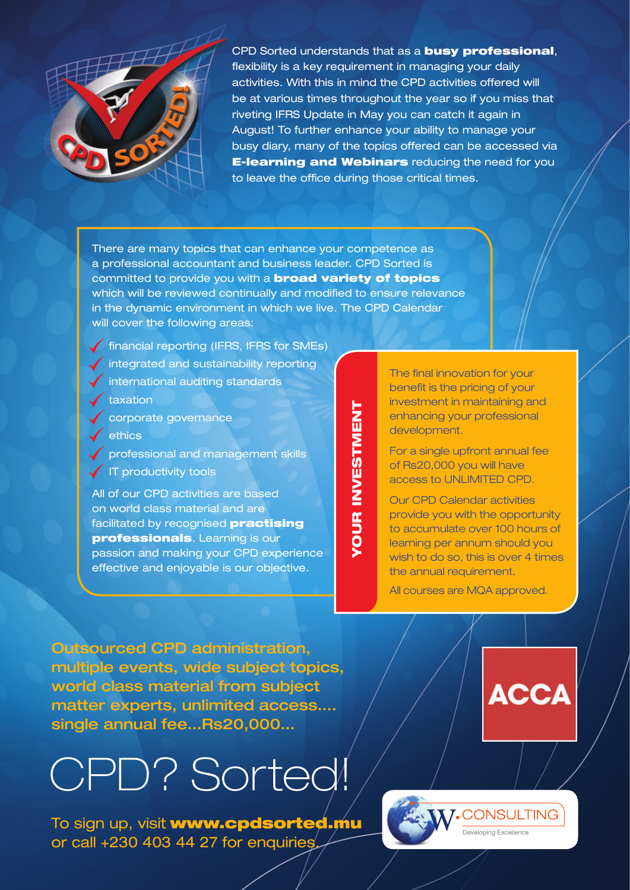CPD Sorted understands that as a **busy professional**, flexibility is a key requirement in managing your daily activities. With this in mind the CPD activities offered will be at various times throughout the year so if you miss that riveting IFRS Update in May you can catch it again in August! To further enhance your ability to manage your busy diary, many of the topics offered can be accessed via **E-learning and Webinars** reducing the need for you to leave the office during those critical times.

There are many topics that can enhance your competence as a professional accountant and business leader. CPD Sorted is committed to provide you with a **broad variety of topics** which will be reviewed continually and modified to ensure relevance in the dynamic environment in which we live. The CPD Calendar will cover the following areas:

- financial reporting (IFRS, IFRS for SMEs)
- integrated and sustainability reporting
- international auditing standards
- taxation
- corporate governance
- ethics
- professional and management skills
- IT productivity tools

All of our CPD activities are based on world class material and are facilitated by recognised **practising professionals**. Learning is our passion and making your CPD experience effective and enjoyable is our objective.

## YOUR INVESTMENT

The final innovation for your benefit is the pricing of your investment in maintaining and enhancing your professional development.

For a single upfront annual fee of Rs20,000 you will have access to UNLIMITED CPD.

Our CPD Calendar activities provide you with the opportunity to accumulate over 100 hours of learning per annum should you wish to do so, this is over 4 times the annual requirement.

All courses are MQA approved.

**Outsourced CPD administration, multiple events, wide subject topics, world class material from subject matter experts, unlimited access.... single annual fee...Rs20,000...**

ACCA

# CPD? Sorted!

To sign up, visit **www.cpdsorted.mu** or call +230 403 44 27 for enquiries.

W. CONSULTING
Developing Excellence